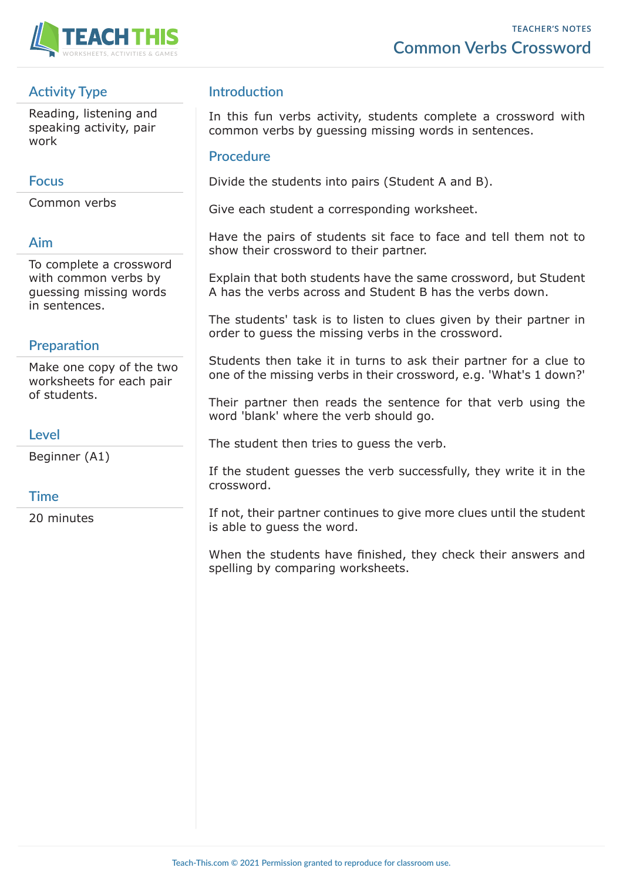TEACHER'S NOTES

# Common Verbs Crossword

## Activity Type

Reading, listening and speaking activity, pair work

## Focus

Common verbs

## Aim

To complete a crossword with common verbs by guessing missing words in sentences.

## Preparation

Make one copy of the two worksheets for each pair of students.

## Level

Beginner (A1)

## Time

20 minutes

## Introduction

In this fun verbs activity, students complete a crossword with common verbs by guessing missing words in sentences.

## Procedure

Divide the students into pairs (Student A and B).

Give each student a corresponding worksheet.

Have the pairs of students sit face to face and tell them not to show their crossword to their partner.

Explain that both students have the same crossword, but Student A has the verbs across and Student B has the verbs down.

The students' task is to listen to clues given by their partner in order to guess the missing verbs in the crossword.

Students then take it in turns to ask their partner for a clue to one of the missing verbs in their crossword, e.g. 'What's 1 down?'

Their partner then reads the sentence for that verb using the word 'blank' where the verb should go.

The student then tries to guess the verb.

If the student guesses the verb successfully, they write it in the crossword.

If not, their partner continues to give more clues until the student is able to guess the word.

When the students have finished, they check their answers and spelling by comparing worksheets.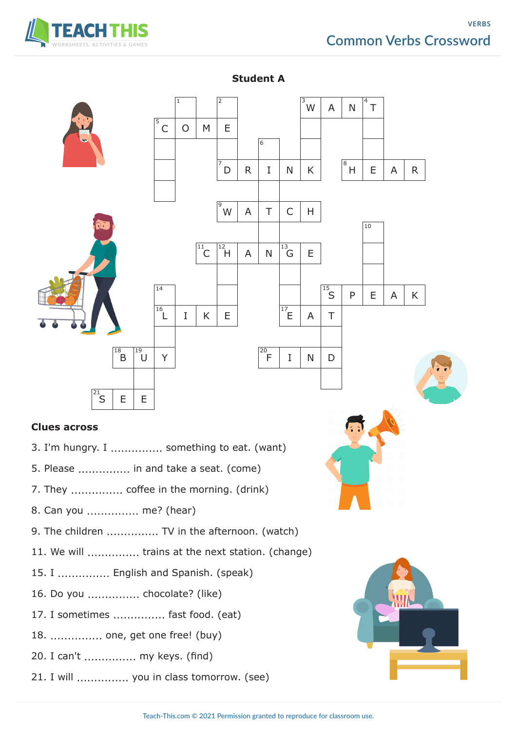### Common Verbs Crossword

**Student A**

| | | | | | | | | | | | | | | | | |
|---|---|---|---|---|---|---|---|---|---|---|---|---|---|---|---|---|
| | | | | 1 | | 2 | | | | 3 W | A | N | 4 T | | |
| | | | 5 C | O | M | E | | | | | | | | | |
| | | | | | | | | 6 | | | | | | | |
| | | | | | | 7 D | R | I | N | K | | 8 H | E | A | R |
| | | | | | | | | | | | | | | | |
| | | | | | | 9 W | A | T | C | H | | | | | |
| | | | | | | | | | | | | 10 | | | |
| | | | | | 11 C | 12 H | A | N | 13 G | E | | | | | |
| | | | | | | | | | | | | | | | |
| | | | 14 | | | | | | | | 15 S | P | E | A | K |
| | | | 16 L | I | K | E | | | 17 E | A | T | | | | |
| | | | | | | | | | | | | | | | |
| | 18 B | 19 U | Y | | | | | 20 F | I | N | D | | | | |
| | | | | | | | | | | | | | | | |
| 21 S | E | E | | | | | | | | | | | | | |

## Clues across

3. I'm hungry. I .............. something to eat. (want)

5. Please .............. in and take a seat. (come)

7. They .............. coffee in the morning. (drink)

8. Can you .............. me? (hear)

9. The children .............. TV in the afternoon. (watch)

11. We will .............. trains at the next station. (change)

15. I .............. English and Spanish. (speak)

16. Do you .............. chocolate? (like)

17. I sometimes .............. fast food. (eat)

18. .............. one, get one free! (buy)

20. I can't .............. my keys. (find)

21. I will .............. you in class tomorrow. (see)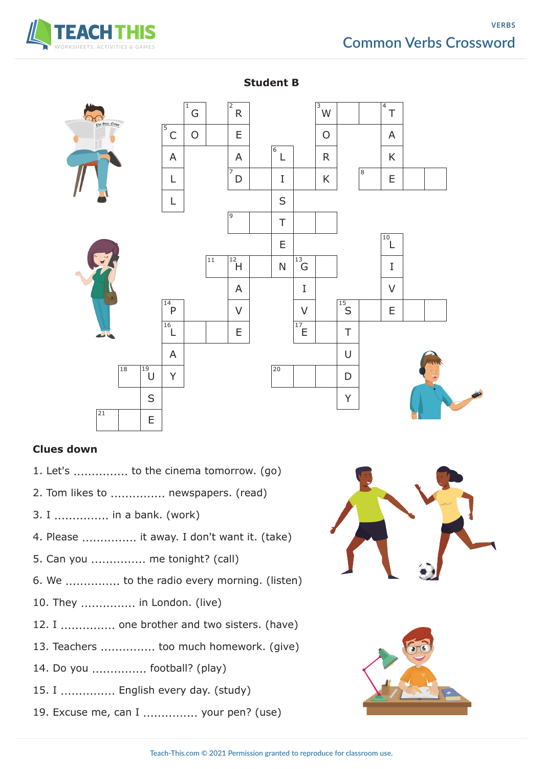VERBS

# Common Verbs Crossword

## Student B

### Clues down

1. Let's .............. to the cinema tomorrow. (go)
2. Tom likes to .............. newspapers. (read)
3. I .............. in a bank. (work)
4. Please .............. it away. I don't want it. (take)
5. Can you .............. me tonight? (call)
6. We .............. to the radio every morning. (listen)
10. They .............. in London. (live)
12. I .............. one brother and two sisters. (have)
13. Teachers .............. too much homework. (give)
14. Do you .............. football? (play)
15. I .............. English every day. (study)
19. Excuse me, can I .............. your pen? (use)

Teach-This.com © 2021 Permission granted to reproduce for classroom use.